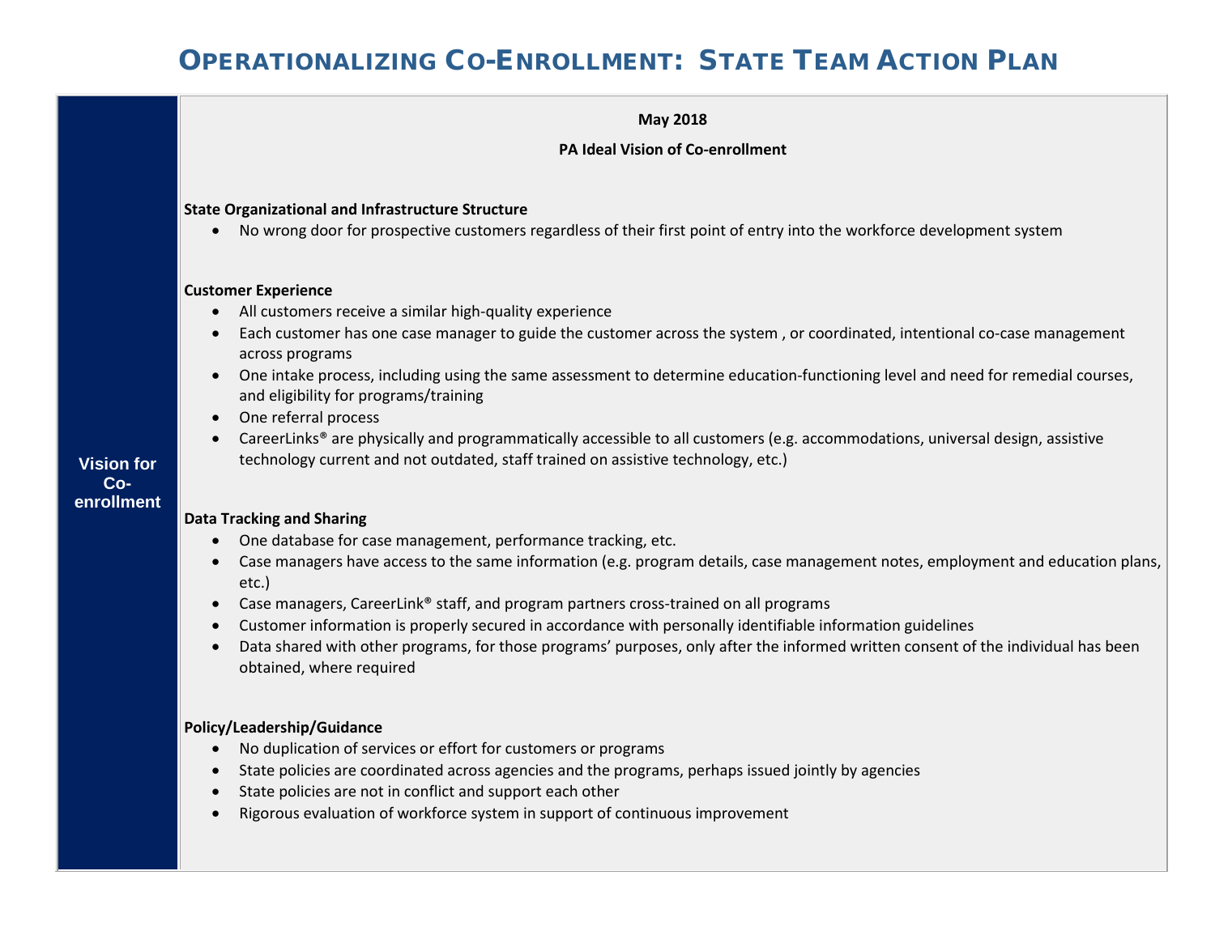# Operationalizing Co-Enrollment: State Team Action Plan

| Vision for Co-enrollment | **May 2018**<br><br>**PA Ideal Vision of Co-enrollment**<br><br>**State Organizational and Infrastructure Structure**<br>• No wrong door for prospective customers regardless of their first point of entry into the workforce development system<br><br>**Customer Experience**<br>• All customers receive a similar high-quality experience<br>• Each customer has one case manager to guide the customer across the system , or coordinated, intentional co-case management across programs<br>• One intake process, including using the same assessment to determine education-functioning level and need for remedial courses, and eligibility for programs/training<br>• One referral process<br>• CareerLinks® are physically and programmatically accessible to all customers (e.g. accommodations, universal design, assistive technology current and not outdated, staff trained on assistive technology, etc.)<br><br>**Data Tracking and Sharing**<br>• One database for case management, performance tracking, etc.<br>• Case managers have access to the same information (e.g. program details, case management notes, employment and education plans, etc.)<br>• Case managers, CareerLink® staff, and program partners cross-trained on all programs<br>• Customer information is properly secured in accordance with personally identifiable information guidelines<br>• Data shared with other programs, for those programs' purposes, only after the informed written consent of the individual has been obtained, where required<br><br>**Policy/Leadership/Guidance**<br>• No duplication of services or effort for customers or programs<br>• State policies are coordinated across agencies and the programs, perhaps issued jointly by agencies<br>• State policies are not in conflict and support each other<br>• Rigorous evaluation of workforce system in support of continuous improvement |
|---|---|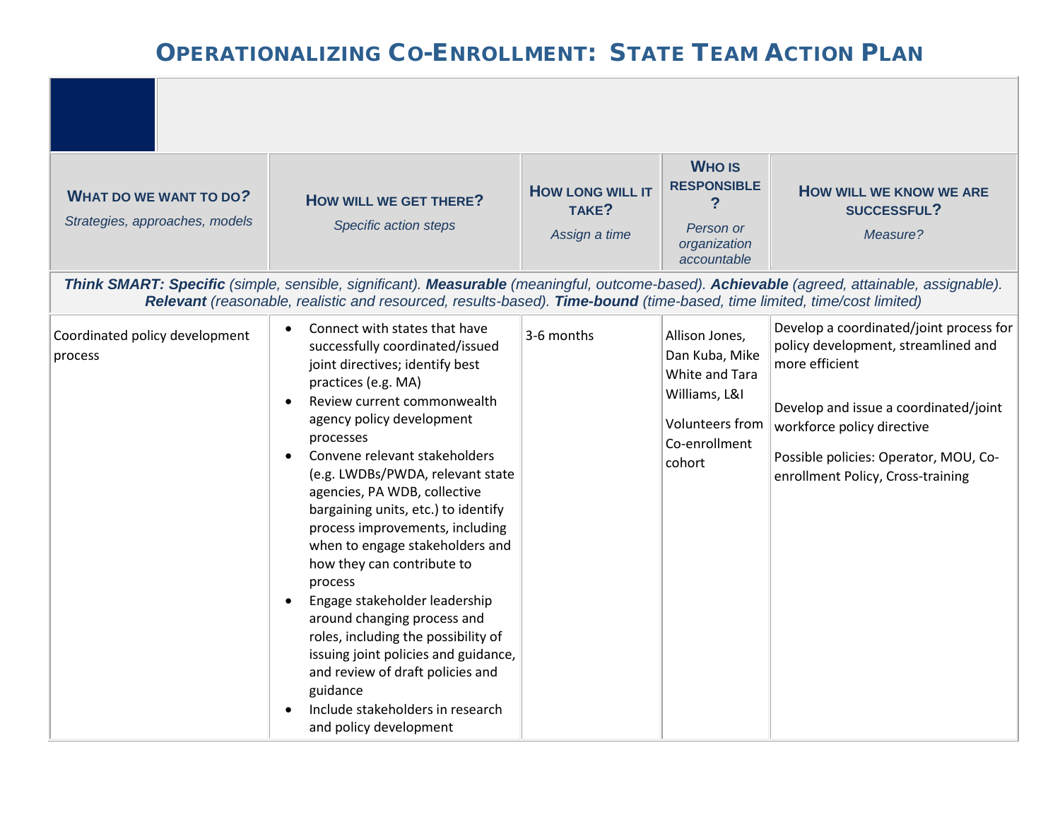# Operationalizing Co-Enrollment: State Team Action Plan

| **What do we want to do?** *Strategies, approaches, models* | **How will we get there?** *Specific action steps* | **How long will it take?** *Assign a time* | **Who is responsible?** *Person or organization accountable* | **How will we know we are successful?** *Measure?* |
|---|---|---|---|---|
| ***Think SMART: Specific** (simple, sensible, significant). **Measurable** (meaningful, outcome-based). **Achievable** (agreed, attainable, assignable). **Relevant** (reasonable, realistic and resourced, results-based). **Time-bound** (time-based, time limited, time/cost limited)* | | | | |
| Coordinated policy development process | • Connect with states that have successfully coordinated/issued joint directives; identify best practices (e.g. MA)<br>• Review current commonwealth agency policy development processes<br>• Convene relevant stakeholders (e.g. LWDBs/PWDA, relevant state agencies, PA WDB, collective bargaining units, etc.) to identify process improvements, including when to engage stakeholders and how they can contribute to process<br>• Engage stakeholder leadership around changing process and roles, including the possibility of issuing joint policies and guidance, and review of draft policies and guidance<br>• Include stakeholders in research and policy development | 3-6 months | Allison Jones, Dan Kuba, Mike White and Tara Williams, L&I<br><br>Volunteers from Co-enrollment cohort | Develop a coordinated/joint process for policy development, streamlined and more efficient<br><br>Develop and issue a coordinated/joint workforce policy directive<br><br>Possible policies: Operator, MOU, Co-enrollment Policy, Cross-training |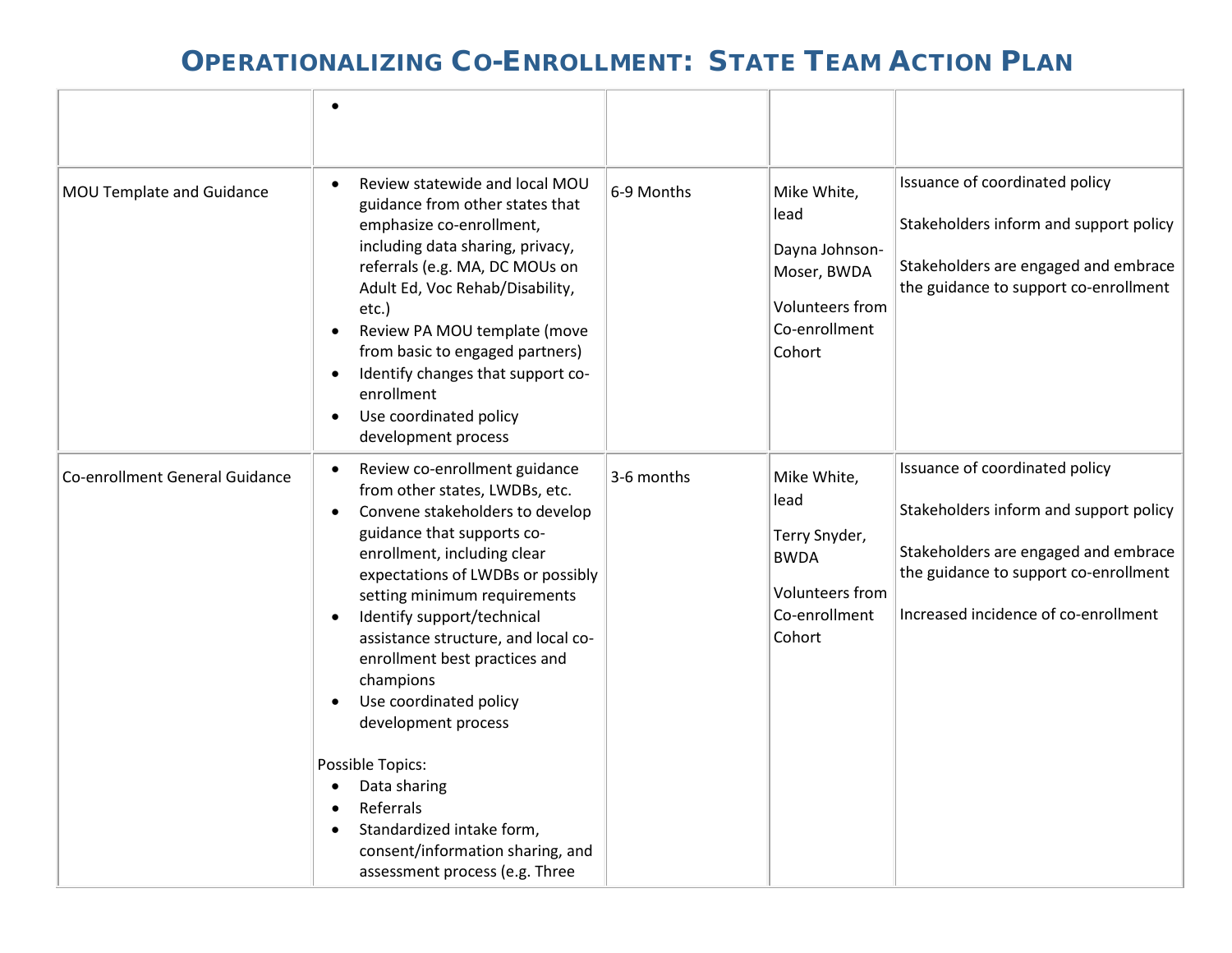# Operationalizing Co-Enrollment: State Team Action Plan

| | | | | |
|---|---|---|---|---|
| | • | | | |
| MOU Template and Guidance | • Review statewide and local MOU guidance from other states that emphasize co-enrollment, including data sharing, privacy, referrals (e.g. MA, DC MOUs on Adult Ed, Voc Rehab/Disability, etc.)<br>• Review PA MOU template (move from basic to engaged partners)<br>• Identify changes that support co-enrollment<br>• Use coordinated policy development process | 6-9 Months | Mike White, lead<br><br>Dayna Johnson-Moser, BWDA<br><br>Volunteers from Co-enrollment Cohort | Issuance of coordinated policy<br><br>Stakeholders inform and support policy<br><br>Stakeholders are engaged and embrace the guidance to support co-enrollment |
| Co-enrollment General Guidance | • Review co-enrollment guidance from other states, LWDBs, etc.<br>• Convene stakeholders to develop guidance that supports co-enrollment, including clear expectations of LWDBs or possibly setting minimum requirements<br>• Identify support/technical assistance structure, and local co-enrollment best practices and champions<br>• Use coordinated policy development process<br><br>Possible Topics:<br>• Data sharing<br>• Referrals<br>• Standardized intake form, consent/information sharing, and assessment process (e.g. Three | 3-6 months | Mike White, lead<br><br>Terry Snyder, BWDA<br><br>Volunteers from Co-enrollment Cohort | Issuance of coordinated policy<br><br>Stakeholders inform and support policy<br><br>Stakeholders are engaged and embrace the guidance to support co-enrollment<br><br>Increased incidence of co-enrollment |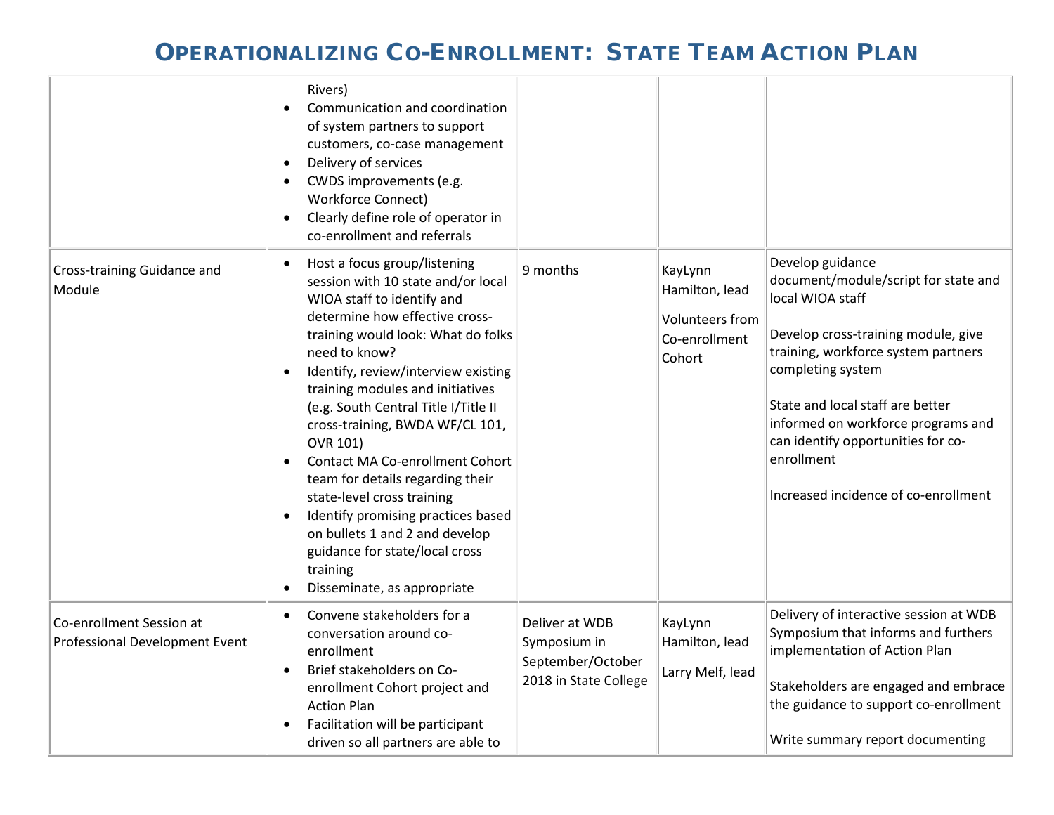# Operationalizing Co-Enrollment: State Team Action Plan

| | | | | |
|---|---|---|---|---|
| | Rivers)<br>• Communication and coordination of system partners to support customers, co-case management<br>• Delivery of services<br>• CWDS improvements (e.g. Workforce Connect)<br>• Clearly define role of operator in co-enrollment and referrals | | | |
| Cross-training Guidance and Module | • Host a focus group/listening session with 10 state and/or local WIOA staff to identify and determine how effective cross-training would look: What do folks need to know?<br>• Identify, review/interview existing training modules and initiatives (e.g. South Central Title I/Title II cross-training, BWDA WF/CL 101, OVR 101)<br>• Contact MA Co-enrollment Cohort team for details regarding their state-level cross training<br>• Identify promising practices based on bullets 1 and 2 and develop guidance for state/local cross training<br>• Disseminate, as appropriate | 9 months | KayLynn Hamilton, lead<br><br>Volunteers from Co-enrollment Cohort | Develop guidance document/module/script for state and local WIOA staff<br><br>Develop cross-training module, give training, workforce system partners completing system<br><br>State and local staff are better informed on workforce programs and can identify opportunities for co-enrollment<br><br>Increased incidence of co-enrollment |
| Co-enrollment Session at Professional Development Event | • Convene stakeholders for a conversation around co-enrollment<br>• Brief stakeholders on Co-enrollment Cohort project and Action Plan<br>• Facilitation will be participant driven so all partners are able to | Deliver at WDB Symposium in September/October 2018 in State College | KayLynn Hamilton, lead<br><br>Larry Melf, lead | Delivery of interactive session at WDB Symposium that informs and furthers implementation of Action Plan<br><br>Stakeholders are engaged and embrace the guidance to support co-enrollment<br><br>Write summary report documenting |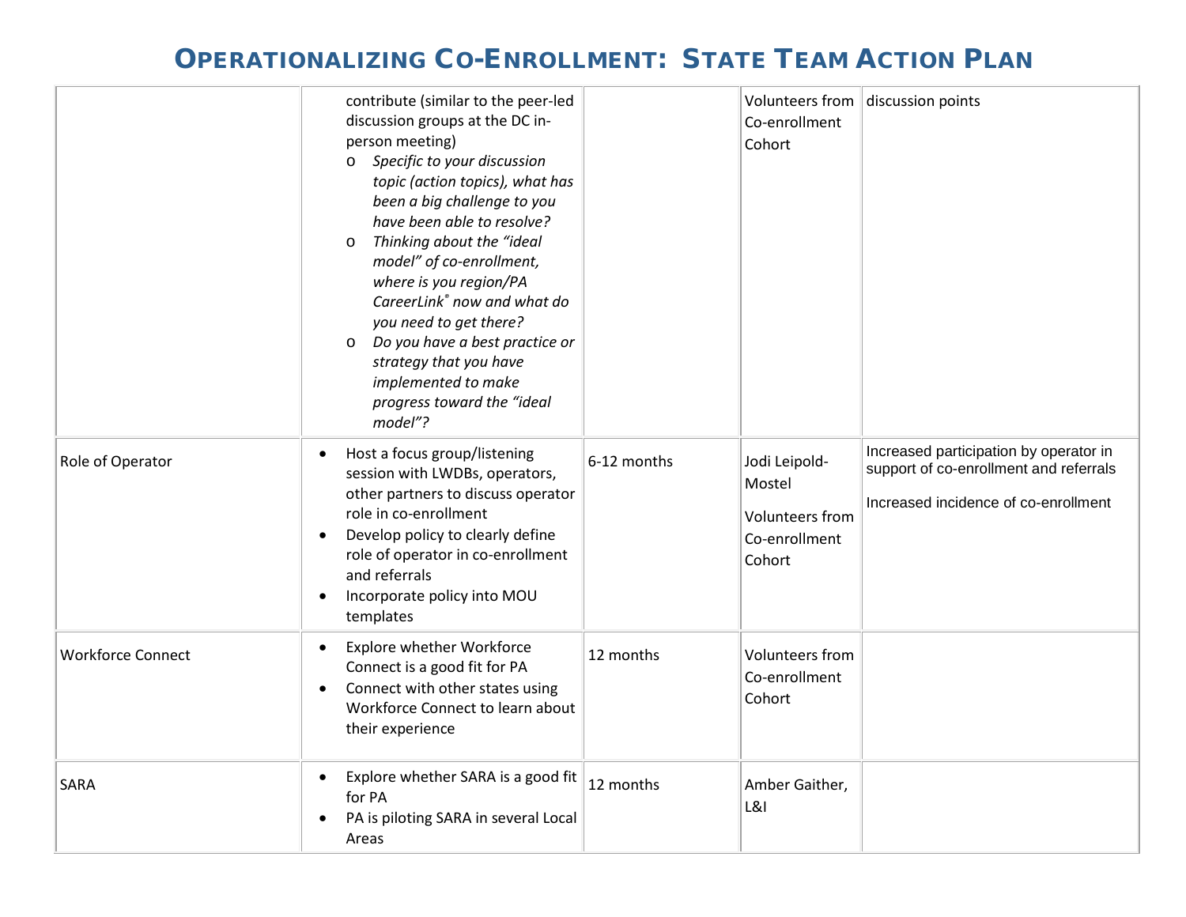# Operationalizing Co-Enrollment: State Team Action Plan

| | | | | |
|---|---|---|---|---|
| | contribute (similar to the peer-led discussion groups at the DC in-person meeting)<br>o *Specific to your discussion topic (action topics), what has been a big challenge to you have been able to resolve?*<br>o *Thinking about the "ideal model" of co-enrollment, where is you region/PA CareerLink® now and what do you need to get there?*<br>o *Do you have a best practice or strategy that you have implemented to make progress toward the "ideal model"?* | | Volunteers from Co-enrollment Cohort | discussion points |
| Role of Operator | • Host a focus group/listening session with LWDBs, operators, other partners to discuss operator role in co-enrollment<br>• Develop policy to clearly define role of operator in co-enrollment and referrals<br>• Incorporate policy into MOU templates | 6-12 months | Jodi Leipold-Mostel<br><br>Volunteers from Co-enrollment Cohort | Increased participation by operator in support of co-enrollment and referrals<br><br>Increased incidence of co-enrollment |
| Workforce Connect | • Explore whether Workforce Connect is a good fit for PA<br>• Connect with other states using Workforce Connect to learn about their experience | 12 months | Volunteers from Co-enrollment Cohort | |
| SARA | • Explore whether SARA is a good fit for PA<br>• PA is piloting SARA in several Local Areas | 12 months | Amber Gaither, L&I | |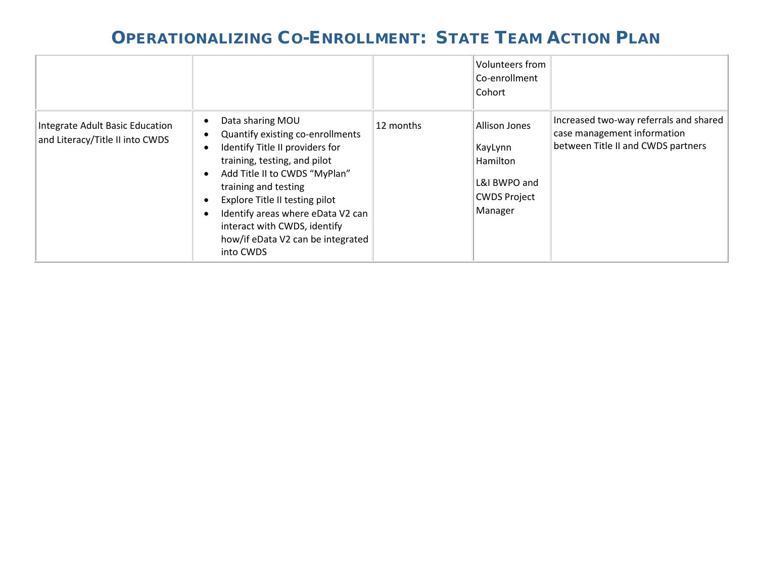# Operationalizing Co-Enrollment: State Team Action Plan

| | | | | |
|---|---|---|---|---|
| | | | Volunteers from Co-enrollment Cohort | |
| Integrate Adult Basic Education and Literacy/Title II into CWDS | • Data sharing MOU<br>• Quantify existing co-enrollments<br>• Identify Title II providers for training, testing, and pilot<br>• Add Title II to CWDS "MyPlan" training and testing<br>• Explore Title II testing pilot<br>• Identify areas where eData V2 can interact with CWDS, identify how/if eData V2 can be integrated into CWDS | 12 months | Allison Jones<br><br>KayLynn Hamilton<br><br>L&I BWPO and CWDS Project Manager | Increased two-way referrals and shared case management information between Title II and CWDS partners |